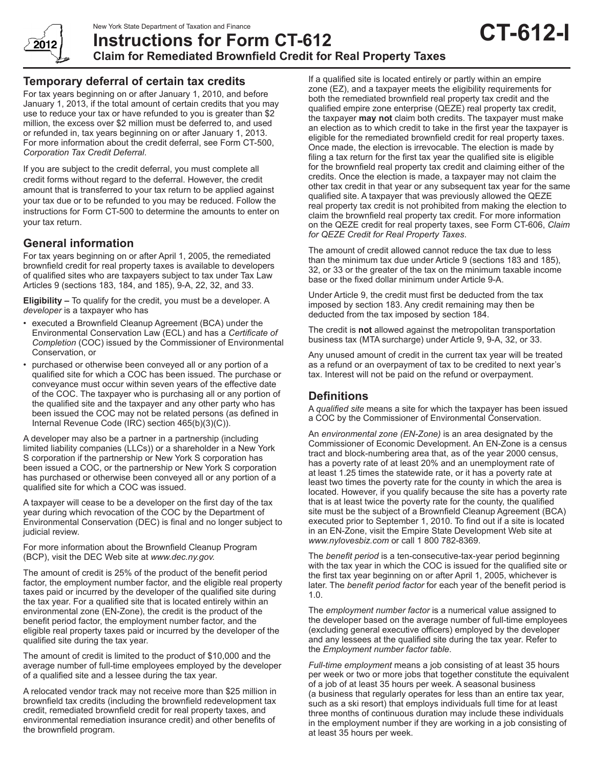New York State Department of Taxation and Finance

# Instructions for Form CT-612

## Claim for Remediated Brownfield Credit for Real Property Taxes

**CT-612-I**

2012

## Temporary deferral of certain tax credits

For tax years beginning on or after January 1, 2010, and before January 1, 2013, if the total amount of certain credits that you may use to reduce your tax or have refunded to you is greater than $2 million, the excess over $2 million must be deferred to, and used or refunded in, tax years beginning on or after January 1, 2013. For more information about the credit deferral, see Form CT-500, *Corporation Tax Credit Deferral*.

If you are subject to the credit deferral, you must complete all credit forms without regard to the deferral. However, the credit amount that is transferred to your tax return to be applied against your tax due or to be refunded to you may be reduced. Follow the instructions for Form CT-500 to determine the amounts to enter on your tax return.

## General information

For tax years beginning on or after April 1, 2005, the remediated brownfield credit for real property taxes is available to developers of qualified sites who are taxpayers subject to tax under Tax Law Articles 9 (sections 183, 184, and 185), 9-A, 22, 32, and 33.

**Eligibility –** To qualify for the credit, you must be a developer. A *developer* is a taxpayer who has

- executed a Brownfield Cleanup Agreement (BCA) under the Environmental Conservation Law (ECL) and has a *Certificate of Completion* (COC) issued by the Commissioner of Environmental Conservation, or
- purchased or otherwise been conveyed all or any portion of a qualified site for which a COC has been issued. The purchase or conveyance must occur within seven years of the effective date of the COC. The taxpayer who is purchasing all or any portion of the qualified site and the taxpayer and any other party who has been issued the COC may not be related persons (as defined in Internal Revenue Code (IRC) section 465(b)(3)(C)).

A developer may also be a partner in a partnership (including limited liability companies (LLCs)) or a shareholder in a New York S corporation if the partnership or New York S corporation has been issued a COC, or the partnership or New York S corporation has purchased or otherwise been conveyed all or any portion of a qualified site for which a COC was issued.

A taxpayer will cease to be a developer on the first day of the tax year during which revocation of the COC by the Department of Environmental Conservation (DEC) is final and no longer subject to judicial review.

For more information about the Brownfield Cleanup Program (BCP), visit the DEC Web site at *www.dec.ny.gov*.

The amount of credit is 25% of the product of the benefit period factor, the employment number factor, and the eligible real property taxes paid or incurred by the developer of the qualified site during the tax year. For a qualified site that is located entirely within an environmental zone (EN-Zone), the credit is the product of the benefit period factor, the employment number factor, and the eligible real property taxes paid or incurred by the developer of the qualified site during the tax year.

The amount of credit is limited to the product of $10,000 and the average number of full-time employees employed by the developer of a qualified site and a lessee during the tax year.

A relocated vendor track may not receive more than $25 million in brownfield tax credits (including the brownfield redevelopment tax credit, remediated brownfield credit for real property taxes, and environmental remediation insurance credit) and other benefits of the brownfield program.

If a qualified site is located entirely or partly within an empire zone (EZ), and a taxpayer meets the eligibility requirements for both the remediated brownfield real property tax credit and the qualified empire zone enterprise (QEZE) real property tax credit, the taxpayer **may not** claim both credits. The taxpayer must make an election as to which credit to take in the first year the taxpayer is eligible for the remediated brownfield credit for real property taxes. Once made, the election is irrevocable. The election is made by filing a tax return for the first tax year the qualified site is eligible for the brownfield real property tax credit and claiming either of the credits. Once the election is made, a taxpayer may not claim the other tax credit in that year or any subsequent tax year for the same qualified site. A taxpayer that was previously allowed the QEZE real property tax credit is not prohibited from making the election to claim the brownfield real property tax credit. For more information on the QEZE credit for real property taxes, see Form CT-606, *Claim for QEZE Credit for Real Property Taxes*.

The amount of credit allowed cannot reduce the tax due to less than the minimum tax due under Article 9 (sections 183 and 185), 32, or 33 or the greater of the tax on the minimum taxable income base or the fixed dollar minimum under Article 9-A.

Under Article 9, the credit must first be deducted from the tax imposed by section 183. Any credit remaining may then be deducted from the tax imposed by section 184.

The credit is **not** allowed against the metropolitan transportation business tax (MTA surcharge) under Article 9, 9-A, 32, or 33.

Any unused amount of credit in the current tax year will be treated as a refund or an overpayment of tax to be credited to next year's tax. Interest will not be paid on the refund or overpayment.

## Definitions

A *qualified site* means a site for which the taxpayer has been issued a COC by the Commissioner of Environmental Conservation.

An *environmental zone (EN-Zone)* is an area designated by the Commissioner of Economic Development. An EN-Zone is a census tract and block-numbering area that, as of the year 2000 census, has a poverty rate of at least 20% and an unemployment rate of at least 1.25 times the statewide rate, or it has a poverty rate at least two times the poverty rate for the county in which the area is located. However, if you qualify because the site has a poverty rate that is at least twice the poverty rate for the county, the qualified site must be the subject of a Brownfield Cleanup Agreement (BCA) executed prior to September 1, 2010. To find out if a site is located in an EN-Zone, visit the Empire State Development Web site at *www.nylovesbiz.com* or call 1 800 782-8369.

The *benefit period* is a ten-consecutive-tax-year period beginning with the tax year in which the COC is issued for the qualified site or the first tax year beginning on or after April 1, 2005, whichever is later. The *benefit period factor* for each year of the benefit period is 1.0.

The *employment number factor* is a numerical value assigned to the developer based on the average number of full-time employees (excluding general executive officers) employed by the developer and any lessees at the qualified site during the tax year. Refer to the *Employment number factor table*.

*Full-time employment* means a job consisting of at least 35 hours per week or two or more jobs that together constitute the equivalent of a job of at least 35 hours per week. A seasonal business (a business that regularly operates for less than an entire tax year, such as a ski resort) that employs individuals full time for at least three months of continuous duration may include these individuals in the employment number if they are working in a job consisting of at least 35 hours per week.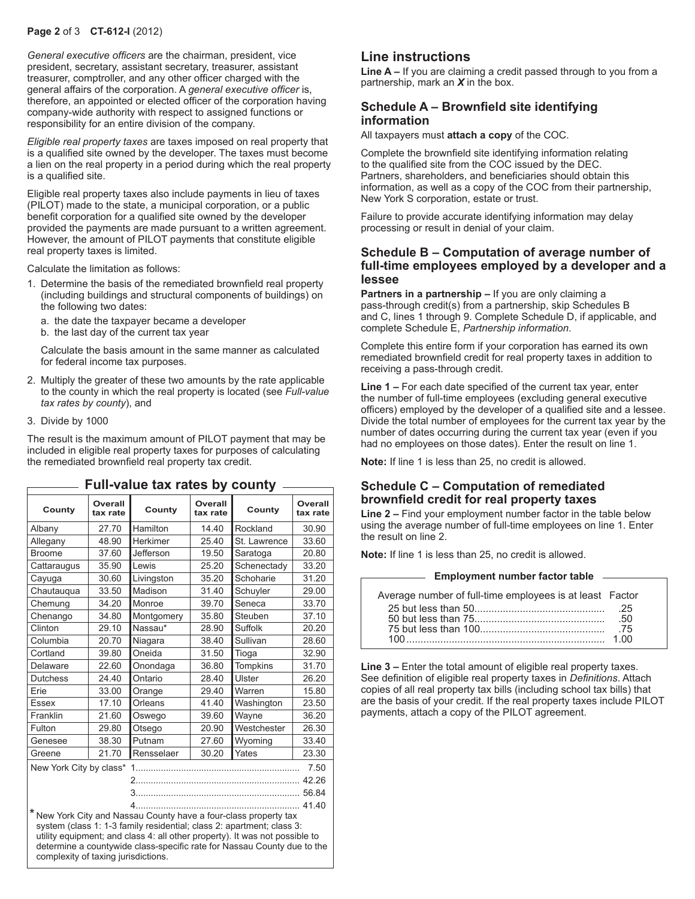*General executive officers* are the chairman, president, vice president, secretary, assistant secretary, treasurer, assistant treasurer, comptroller, and any other officer charged with the general affairs of the corporation. A *general executive officer* is, therefore, an appointed or elected officer of the corporation having company-wide authority with respect to assigned functions or responsibility for an entire division of the company.

*Eligible real property taxes* are taxes imposed on real property that is a qualified site owned by the developer. The taxes must become a lien on the real property in a period during which the real property is a qualified site.

Eligible real property taxes also include payments in lieu of taxes (PILOT) made to the state, a municipal corporation, or a public benefit corporation for a qualified site owned by the developer provided the payments are made pursuant to a written agreement. However, the amount of PILOT payments that constitute eligible real property taxes is limited.

Calculate the limitation as follows:

1. Determine the basis of the remediated brownfield real property (including buildings and structural components of buildings) on the following two dates:
   a. the date the taxpayer became a developer
   b. the last day of the current tax year

   Calculate the basis amount in the same manner as calculated for federal income tax purposes.
2. Multiply the greater of these two amounts by the rate applicable to the county in which the real property is located (see *Full-value tax rates by county*), and
3. Divide by 1000

The result is the maximum amount of PILOT payment that may be included in eligible real property taxes for purposes of calculating the remediated brownfield real property tax credit.

### Full-value tax rates by county

| County | Overall tax rate | County | Overall tax rate | County | Overall tax rate |
|---|---|---|---|---|---|
| Albany | 27.70 | Hamilton | 14.40 | Rockland | 30.90 |
| Allegany | 48.90 | Herkimer | 25.40 | St. Lawrence | 33.60 |
| Broome | 37.60 | Jefferson | 19.50 | Saratoga | 20.80 |
| Cattaraugus | 35.90 | Lewis | 25.20 | Schenectady | 33.20 |
| Cayuga | 30.60 | Livingston | 35.20 | Schoharie | 31.20 |
| Chautauqua | 33.50 | Madison | 31.40 | Schuyler | 29.00 |
| Chemung | 34.20 | Monroe | 39.70 | Seneca | 33.70 |
| Chenango | 34.80 | Montgomery | 35.80 | Steuben | 37.10 |
| Clinton | 29.10 | Nassau* | 28.90 | Suffolk | 20.20 |
| Columbia | 20.70 | Niagara | 38.40 | Sullivan | 28.60 |
| Cortland | 39.80 | Oneida | 31.50 | Tioga | 32.90 |
| Delaware | 22.60 | Onondaga | 36.80 | Tompkins | 31.70 |
| Dutchess | 24.40 | Ontario | 28.40 | Ulster | 26.20 |
| Erie | 33.00 | Orange | 29.40 | Warren | 15.80 |
| Essex | 17.10 | Orleans | 41.40 | Washington | 23.50 |
| Franklin | 21.60 | Oswego | 39.60 | Wayne | 36.20 |
| Fulton | 29.80 | Otsego | 20.90 | Westchester | 26.30 |
| Genesee | 38.30 | Putnam | 27.60 | Wyoming | 33.40 |
| Greene | 21.70 | Rensselaer | 30.20 | Yates | 23.30 |

New York City by class*
1 ........ 7.50
2 ........ 42.26
3 ........ 56.84
4 ........ 41.40

\* New York City and Nassau County have a four-class property tax system (class 1: 1-3 family residential; class 2: apartment; class 3: utility equipment; and class 4: all other property). It was not possible to determine a countywide class-specific rate for Nassau County due to the complexity of taxing jurisdictions.

## Line instructions

**Line A –** If you are claiming a credit passed through to you from a partnership, mark an ***X*** in the box.

### Schedule A – Brownfield site identifying information

All taxpayers must **attach a copy** of the COC.

Complete the brownfield site identifying information relating to the qualified site from the COC issued by the DEC. Partners, shareholders, and beneficiaries should obtain this information, as well as a copy of the COC from their partnership, New York S corporation, estate or trust.

Failure to provide accurate identifying information may delay processing or result in denial of your claim.

### Schedule B – Computation of average number of full-time employees employed by a developer and a lessee

**Partners in a partnership –** If you are only claiming a pass-through credit(s) from a partnership, skip Schedules B and C, lines 1 through 9. Complete Schedule D, if applicable, and complete Schedule E, *Partnership information*.

Complete this entire form if your corporation has earned its own remediated brownfield credit for real property taxes in addition to receiving a pass-through credit.

**Line 1 –** For each date specified of the current tax year, enter the number of full-time employees (excluding general executive officers) employed by the developer of a qualified site and a lessee. Divide the total number of employees for the current tax year by the number of dates occurring during the current tax year (even if you had no employees on those dates). Enter the result on line 1.

**Note:** If line 1 is less than 25, no credit is allowed.

### Schedule C – Computation of remediated brownfield credit for real property taxes

**Line 2 –** Find your employment number factor in the table below using the average number of full-time employees on line 1. Enter the result on line 2.

**Note:** If line 1 is less than 25, no credit is allowed.

#### Employment number factor table

| Average number of full-time employees is at least | Factor |
|---|---|
| 25 but less than 50 | .25 |
| 50 but less than 75 | .50 |
| 75 but less than 100 | .75 |
| 100 | 1.00 |

**Line 3 –** Enter the total amount of eligible real property taxes. See definition of eligible real property taxes in *Definitions*. Attach copies of all real property tax bills (including school tax bills) that are the basis of your credit. If the real property taxes include PILOT payments, attach a copy of the PILOT agreement.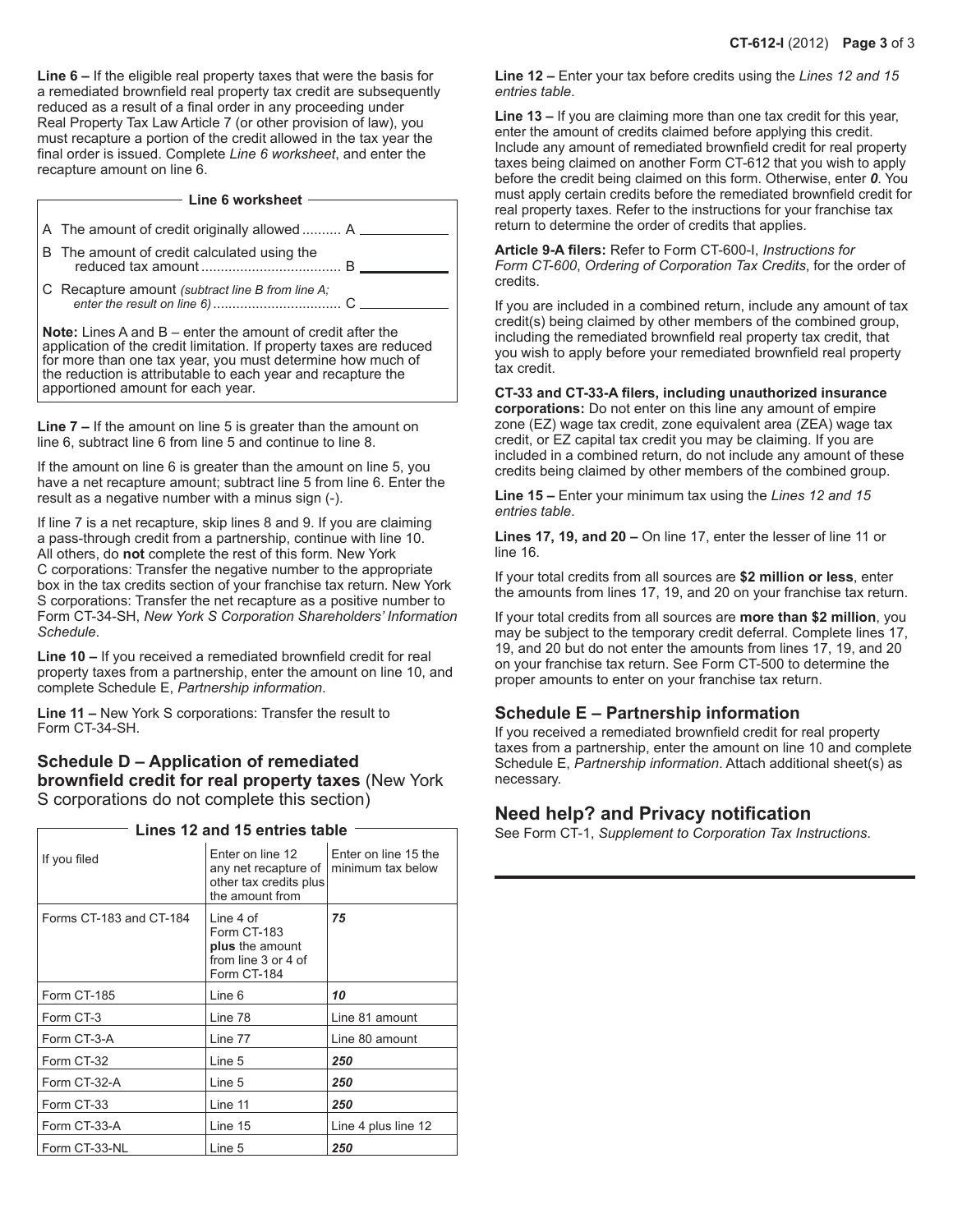**Line 6 –** If the eligible real property taxes that were the basis for a remediated brownfield real property tax credit are subsequently reduced as a result of a final order in any proceeding under Real Property Tax Law Article 7 (or other provision of law), you must recapture a portion of the credit allowed in the tax year the final order is issued. Complete *Line 6 worksheet*, and enter the recapture amount on line 6.

**Line 6 worksheet**

A The amount of credit originally allowed .......... A \_\_\_\_\_\_\_\_\_\_

B The amount of credit calculated using the reduced tax amount .................................... B \_\_\_\_\_\_\_\_\_\_

C Recapture amount *(subtract line B from line A; enter the result on line 6)* ................................ C \_\_\_\_\_\_\_\_\_\_

**Note:** Lines A and B – enter the amount of credit after the application of the credit limitation. If property taxes are reduced for more than one tax year, you must determine how much of the reduction is attributable to each year and recapture the apportioned amount for each year.

**Line 7 –** If the amount on line 5 is greater than the amount on line 6, subtract line 6 from line 5 and continue to line 8.

If the amount on line 6 is greater than the amount on line 5, you have a net recapture amount; subtract line 5 from line 6. Enter the result as a negative number with a minus sign (-).

If line 7 is a net recapture, skip lines 8 and 9. If you are claiming a pass-through credit from a partnership, continue with line 10. All others, do **not** complete the rest of this form. New York C corporations: Transfer the negative number to the appropriate box in the tax credits section of your franchise tax return. New York S corporations: Transfer the net recapture as a positive number to Form CT-34-SH, *New York S Corporation Shareholders' Information Schedule*.

**Line 10 –** If you received a remediated brownfield credit for real property taxes from a partnership, enter the amount on line 10, and complete Schedule E, *Partnership information*.

**Line 11 –** New York S corporations: Transfer the result to Form CT-34-SH.

## Schedule D – Application of remediated brownfield credit for real property taxes (New York S corporations do not complete this section)

**Lines 12 and 15 entries table**

| If you filed | Enter on line 12 any net recapture of other tax credits plus the amount from | Enter on line 15 the minimum tax below |
|---|---|---|
| Forms CT-183 and CT-184 | Line 4 of Form CT-183 **plus** the amount from line 3 or 4 of Form CT-184 | ***75*** |
| Form CT-185 | Line 6 | ***10*** |
| Form CT-3 | Line 78 | Line 81 amount |
| Form CT-3-A | Line 77 | Line 80 amount |
| Form CT-32 | Line 5 | ***250*** |
| Form CT-32-A | Line 5 | ***250*** |
| Form CT-33 | Line 11 | ***250*** |
| Form CT-33-A | Line 15 | Line 4 plus line 12 |
| Form CT-33-NL | Line 5 | ***250*** |

**Line 12 –** Enter your tax before credits using the *Lines 12 and 15 entries table*.

**Line 13 –** If you are claiming more than one tax credit for this year, enter the amount of credits claimed before applying this credit. Include any amount of remediated brownfield credit for real property taxes being claimed on another Form CT-612 that you wish to apply before the credit being claimed on this form. Otherwise, enter ***0***. You must apply certain credits before the remediated brownfield credit for real property taxes. Refer to the instructions for your franchise tax return to determine the order of credits that applies.

**Article 9-A filers:** Refer to Form CT-600-I, *Instructions for Form CT-600*, *Ordering of Corporation Tax Credits*, for the order of credits.

If you are included in a combined return, include any amount of tax credit(s) being claimed by other members of the combined group, including the remediated brownfield real property tax credit, that you wish to apply before your remediated brownfield real property tax credit.

**CT-33 and CT-33-A filers, including unauthorized insurance corporations:** Do not enter on this line any amount of empire zone (EZ) wage tax credit, zone equivalent area (ZEA) wage tax credit, or EZ capital tax credit you may be claiming. If you are included in a combined return, do not include any amount of these credits being claimed by other members of the combined group.

**Line 15 –** Enter your minimum tax using the *Lines 12 and 15 entries table*.

**Lines 17, 19, and 20 –** On line 17, enter the lesser of line 11 or line 16.

If your total credits from all sources are **$2 million or less**, enter the amounts from lines 17, 19, and 20 on your franchise tax return.

If your total credits from all sources are **more than $2 million**, you may be subject to the temporary credit deferral. Complete lines 17, 19, and 20 but do not enter the amounts from lines 17, 19, and 20 on your franchise tax return. See Form CT-500 to determine the proper amounts to enter on your franchise tax return.

## Schedule E – Partnership information

If you received a remediated brownfield credit for real property taxes from a partnership, enter the amount on line 10 and complete Schedule E, *Partnership information*. Attach additional sheet(s) as necessary.

## Need help? and Privacy notification

See Form CT-1, *Supplement to Corporation Tax Instructions*.